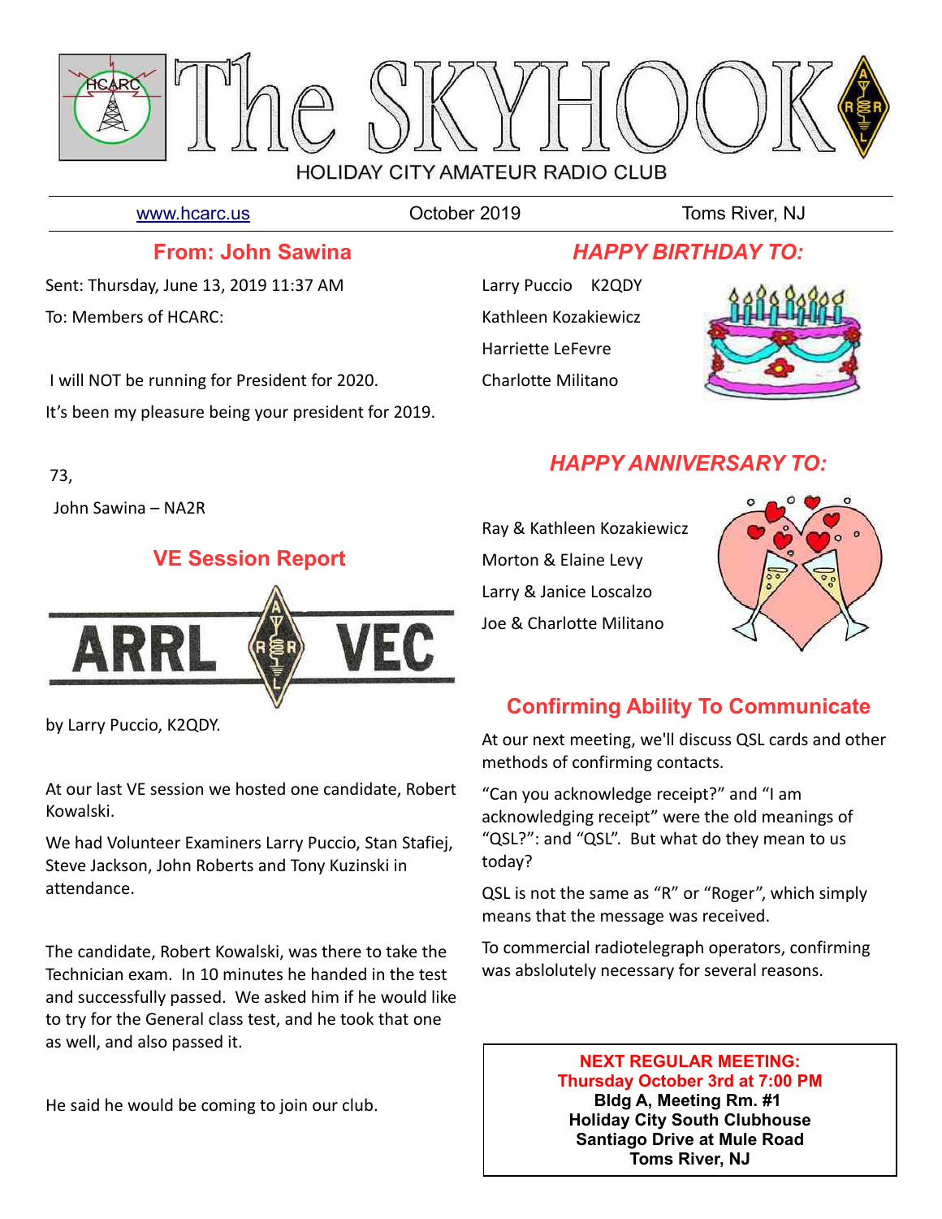# The SKYHOOK

HOLIDAY CITY AMATEUR RADIO CLUB

www.hcarc.us | October 2019 | Toms River, NJ

## From: John Sawina

Sent: Thursday, June 13, 2019 11:37 AM

To: Members of HCARC:

I will NOT be running for President for 2020.

It's been my pleasure being your president for 2019.

73,

John Sawina – NA2R

## VE Session Report

ARRL VEC

by Larry Puccio, K2QDY.

At our last VE session we hosted one candidate, Robert Kowalski.

We had Volunteer Examiners Larry Puccio, Stan Stafiej, Steve Jackson, John Roberts and Tony Kuzinski in attendance.

The candidate, Robert Kowalski, was there to take the Technician exam. In 10 minutes he handed in the test and successfully passed. We asked him if he would like to try for the General class test, and he took that one as well, and also passed it.

He said he would be coming to join our club.

## *HAPPY BIRTHDAY TO:*

Larry Puccio K2QDY

Kathleen Kozakiewicz

Harriette LeFevre

Charlotte Militano

## *HAPPY ANNIVERSARY TO:*

Ray & Kathleen Kozakiewicz

Morton & Elaine Levy

Larry & Janice Loscalzo

Joe & Charlotte Militano

## Confirming Ability To Communicate

At our next meeting, we'll discuss QSL cards and other methods of confirming contacts.

"Can you acknowledge receipt?" and "I am acknowledging receipt" were the old meanings of "QSL?": and "QSL". But what do they mean to us today?

QSL is not the same as "R" or "Roger", which simply means that the message was received.

To commercial radiotelegraph operators, confirming was abslolutely necessary for several reasons.

**NEXT REGULAR MEETING:**
**Thursday October 3rd at 7:00 PM**
**Bldg A, Meeting Rm. #1**
**Holiday City South Clubhouse**
**Santiago Drive at Mule Road**
**Toms River, NJ**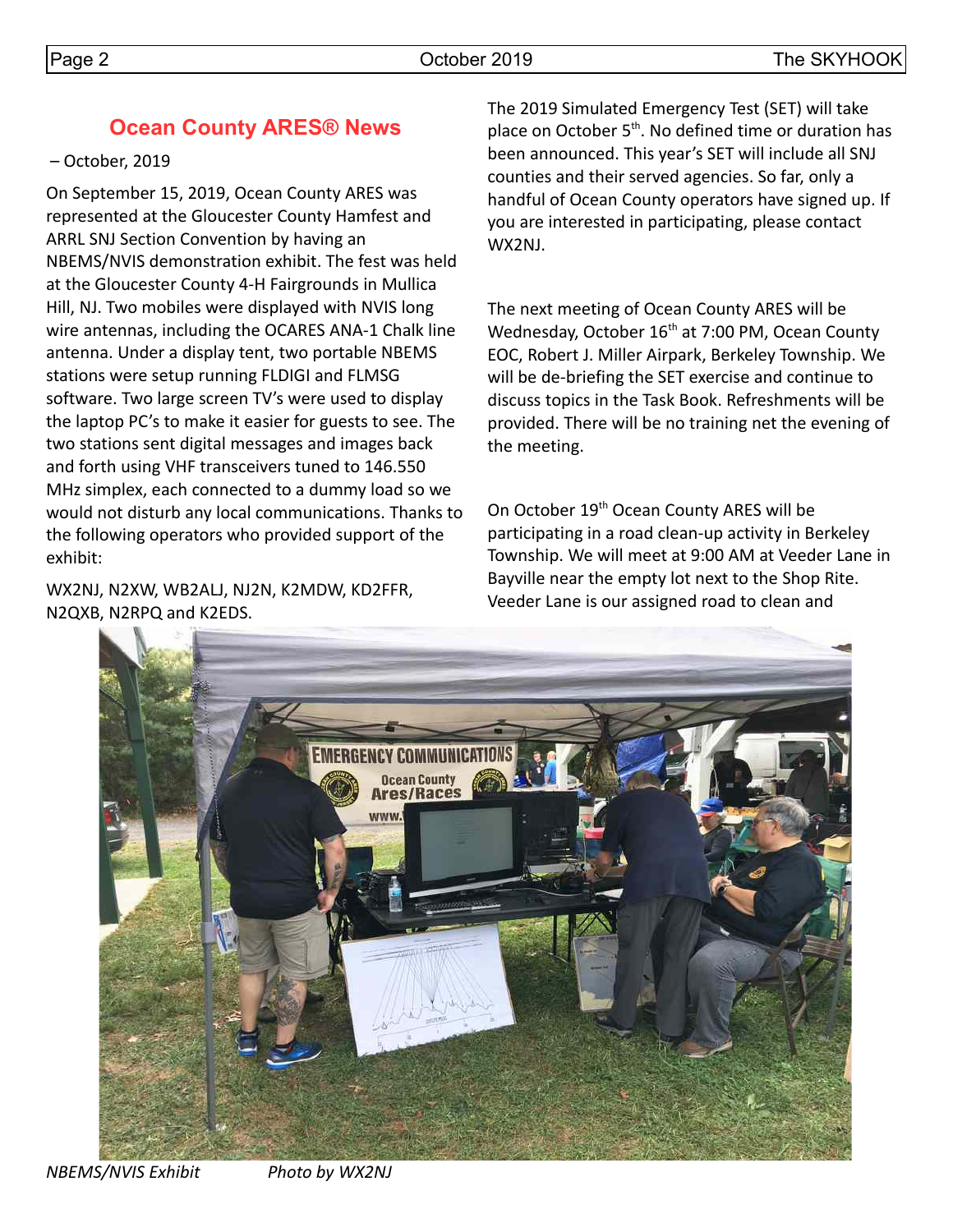## Ocean County ARES® News

– October, 2019

On September 15, 2019, Ocean County ARES was represented at the Gloucester County Hamfest and ARRL SNJ Section Convention by having an NBEMS/NVIS demonstration exhibit. The fest was held at the Gloucester County 4-H Fairgrounds in Mullica Hill, NJ. Two mobiles were displayed with NVIS long wire antennas, including the OCARES ANA-1 Chalk line antenna. Under a display tent, two portable NBEMS stations were setup running FLDIGI and FLMSG software. Two large screen TV's were used to display the laptop PC's to make it easier for guests to see. The two stations sent digital messages and images back and forth using VHF transceivers tuned to 146.550 MHz simplex, each connected to a dummy load so we would not disturb any local communications. Thanks to the following operators who provided support of the exhibit:

WX2NJ, N2XW, WB2ALJ, NJ2N, K2MDW, KD2FFR, N2QXB, N2RPQ and K2EDS.

The 2019 Simulated Emergency Test (SET) will take place on October 5th. No defined time or duration has been announced. This year's SET will include all SNJ counties and their served agencies. So far, only a handful of Ocean County operators have signed up. If you are interested in participating, please contact WX2NJ.

The next meeting of Ocean County ARES will be Wednesday, October 16th at 7:00 PM, Ocean County EOC, Robert J. Miller Airpark, Berkeley Township. We will be de-briefing the SET exercise and continue to discuss topics in the Task Book. Refreshments will be provided. There will be no training net the evening of the meeting.

On October 19th Ocean County ARES will be participating in a road clean-up activity in Berkeley Township. We will meet at 9:00 AM at Veeder Lane in Bayville near the empty lot next to the Shop Rite. Veeder Lane is our assigned road to clean and

*NBEMS/NVIS Exhibit* *Photo by WX2NJ*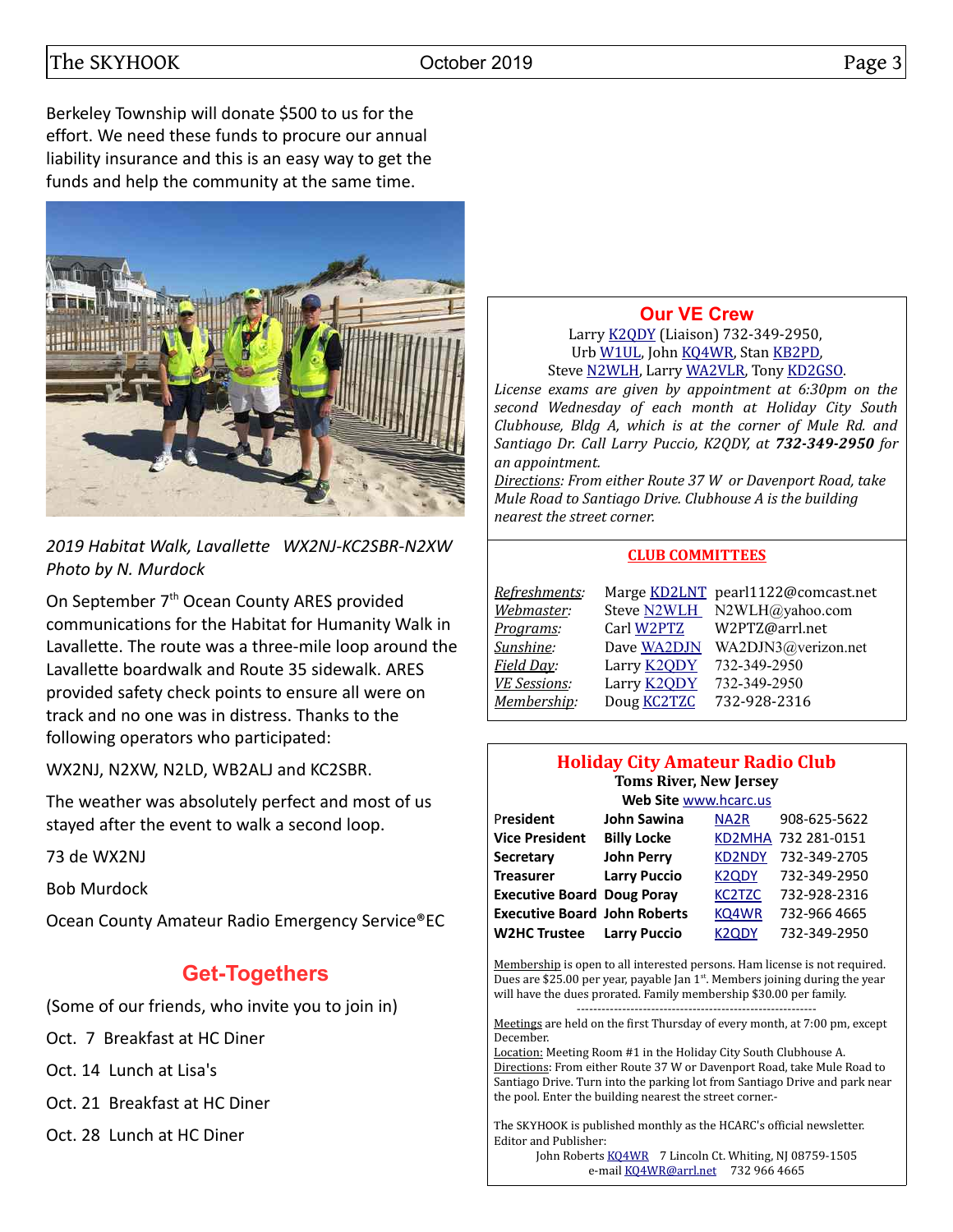Berkeley Township will donate $500 to us for the effort. We need these funds to procure our annual liability insurance and this is an easy way to get the funds and help the community at the same time.

*2019 Habitat Walk, Lavallette WX2NJ-KC2SBR-N2XW Photo by N. Murdock*

On September 7th Ocean County ARES provided communications for the Habitat for Humanity Walk in Lavallette. The route was a three-mile loop around the Lavallette boardwalk and Route 35 sidewalk. ARES provided safety check points to ensure all were on track and no one was in distress. Thanks to the following operators who participated:

WX2NJ, N2XW, N2LD, WB2ALJ and KC2SBR.

The weather was absolutely perfect and most of us stayed after the event to walk a second loop.

73 de WX2NJ

Bob Murdock

Ocean County Amateur Radio Emergency Service®EC

## Get-Togethers

(Some of our friends, who invite you to join in)

Oct. 7 Breakfast at HC Diner

Oct. 14 Lunch at Lisa's

Oct. 21 Breakfast at HC Diner

Oct. 28 Lunch at HC Diner

## Our VE Crew

Larry K2QDY (Liaison) 732-349-2950,
Urb W1UL, John KQ4WR, Stan KB2PD,
Steve N2WLH, Larry WA2VLR, Tony KD2GSO.

*License exams are given by appointment at 6:30pm on the second Wednesday of each month at Holiday City South Clubhouse, Bldg A, which is at the corner of Mule Rd. and Santiago Dr. Call Larry Puccio, K2QDY, at **732-349-2950** for an appointment.*

*Directions: From either Route 37 W or Davenport Road, take Mule Road to Santiago Drive. Clubhouse A is the building nearest the street corner.*

### CLUB COMMITTEES

| | | | |
|---|---|---|---|
| *Refreshments:* | Marge | KD2LNT | pearl1122@comcast.net |
| *Webmaster:* | Steve | N2WLH | N2WLH@yahoo.com |
| *Programs:* | Carl | W2PTZ | W2PTZ@arrl.net |
| *Sunshine:* | Dave | WA2DJN | WA2DJN3@verizon.net |
| *Field Day:* | Larry | K2QDY | 732-349-2950 |
| *VE Sessions:* | Larry | K2QDY | 732-349-2950 |
| *Membership:* | Doug | KC2TZC | 732-928-2316 |

## Holiday City Amateur Radio Club

**Toms River, New Jersey**

**Web Site** www.hcarc.us

| | | | |
|---|---|---|---|
| **President** | **John Sawina** | NA2R | 908-625-5622 |
| **Vice President** | **Billy Locke** | KD2MHA | 732 281-0151 |
| **Secretary** | **John Perry** | KD2NDY | 732-349-2705 |
| **Treasurer** | **Larry Puccio** | K2QDY | 732-349-2950 |
| **Executive Board** | **Doug Poray** | KC2TZC | 732-928-2316 |
| **Executive Board** | **John Roberts** | KQ4WR | 732-966 4665 |
| **W2HC Trustee** | **Larry Puccio** | K2QDY | 732-349-2950 |

Membership is open to all interested persons. Ham license is not required. Dues are $25.00 per year, payable Jan 1st. Members joining during the year will have the dues prorated. Family membership $30.00 per family.

Meetings are held on the first Thursday of every month, at 7:00 pm, except December.
Location: Meeting Room #1 in the Holiday City South Clubhouse A.
Directions: From either Route 37 W or Davenport Road, take Mule Road to Santiago Drive. Turn into the parking lot from Santiago Drive and park near the pool. Enter the building nearest the street corner.-

The SKYHOOK is published monthly as the HCARC's official newsletter.
Editor and Publisher:
John Roberts KQ4WR 7 Lincoln Ct. Whiting, NJ 08759-1505
e-mail KQ4WR@arrl.net 732 966 4665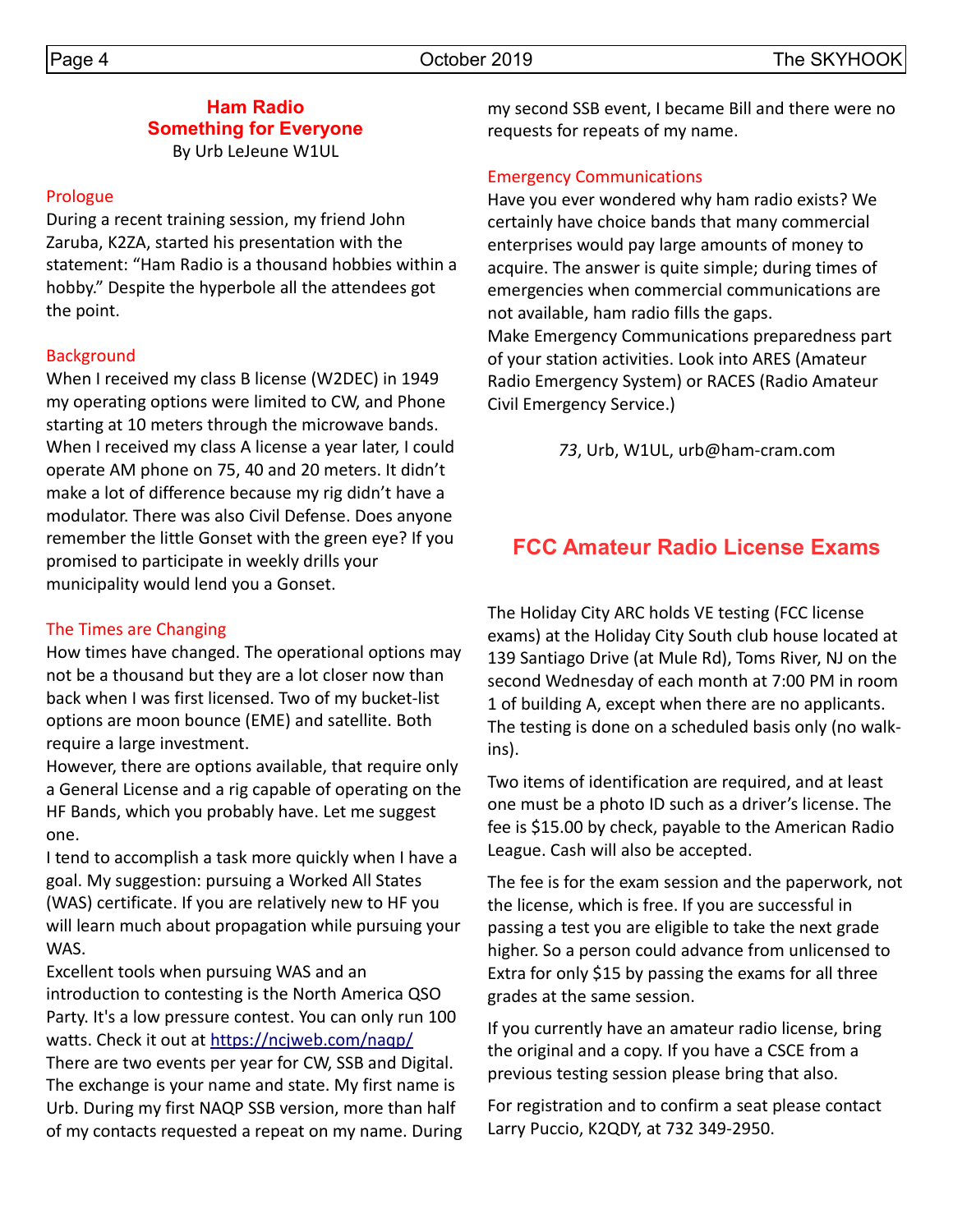## Ham Radio
## Something for Everyone

By Urb LeJeune W1UL

### Prologue

During a recent training session, my friend John Zaruba, K2ZA, started his presentation with the statement: “Ham Radio is a thousand hobbies within a hobby.” Despite the hyperbole all the attendees got the point.

### Background

When I received my class B license (W2DEC) in 1949 my operating options were limited to CW, and Phone starting at 10 meters through the microwave bands. When I received my class A license a year later, I could operate AM phone on 75, 40 and 20 meters. It didn’t make a lot of difference because my rig didn’t have a modulator. There was also Civil Defense. Does anyone remember the little Gonset with the green eye? If you promised to participate in weekly drills your municipality would lend you a Gonset.

### The Times are Changing

How times have changed. The operational options may not be a thousand but they are a lot closer now than back when I was first licensed. Two of my bucket-list options are moon bounce (EME) and satellite. Both require a large investment.

However, there are options available, that require only a General License and a rig capable of operating on the HF Bands, which you probably have. Let me suggest one.

I tend to accomplish a task more quickly when I have a goal. My suggestion: pursuing a Worked All States (WAS) certificate. If you are relatively new to HF you will learn much about propagation while pursuing your WAS.

Excellent tools when pursuing WAS and an introduction to contesting is the North America QSO Party. It's a low pressure contest. You can only run 100 watts. Check it out at https://ncjweb.com/naqp/

There are two events per year for CW, SSB and Digital. The exchange is your name and state. My first name is Urb. During my first NAQP SSB version, more than half of my contacts requested a repeat on my name. During my second SSB event, I became Bill and there were no requests for repeats of my name.

### Emergency Communications

Have you ever wondered why ham radio exists? We certainly have choice bands that many commercial enterprises would pay large amounts of money to acquire. The answer is quite simple; during times of emergencies when commercial communications are not available, ham radio fills the gaps.

Make Emergency Communications preparedness part of your station activities. Look into ARES (Amateur Radio Emergency System) or RACES (Radio Amateur Civil Emergency Service.)

*73*, Urb, W1UL, urb@ham-cram.com

## FCC Amateur Radio License Exams

The Holiday City ARC holds VE testing (FCC license exams) at the Holiday City South club house located at 139 Santiago Drive (at Mule Rd), Toms River, NJ on the second Wednesday of each month at 7:00 PM in room 1 of building A, except when there are no applicants. The testing is done on a scheduled basis only (no walk-ins).

Two items of identification are required, and at least one must be a photo ID such as a driver’s license. The fee is $15.00 by check, payable to the American Radio League. Cash will also be accepted.

The fee is for the exam session and the paperwork, not the license, which is free. If you are successful in passing a test you are eligible to take the next grade higher. So a person could advance from unlicensed to Extra for only $15 by passing the exams for all three grades at the same session.

If you currently have an amateur radio license, bring the original and a copy. If you have a CSCE from a previous testing session please bring that also.

For registration and to confirm a seat please contact Larry Puccio, K2QDY, at 732 349-2950.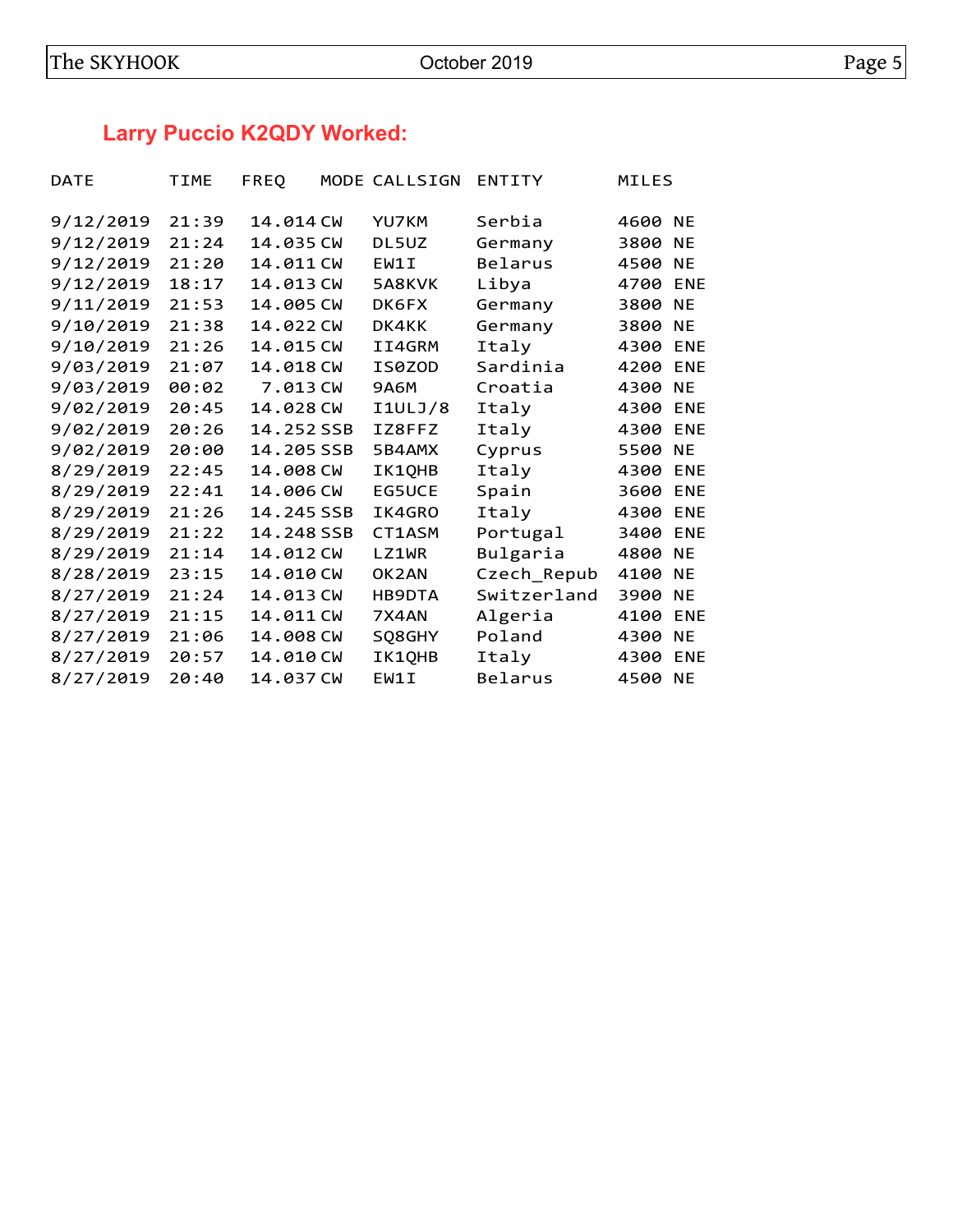## Larry Puccio K2QDY Worked:

| DATE | TIME | FREQ | MODE | CALLSIGN | ENTITY | MILES |
|---|---|---|---|---|---|---|
| 9/12/2019 | 21:39 | 14.014 | CW | YU7KM | Serbia | 4600 NE |
| 9/12/2019 | 21:24 | 14.035 | CW | DL5UZ | Germany | 3800 NE |
| 9/12/2019 | 21:20 | 14.011 | CW | EW1I | Belarus | 4500 NE |
| 9/12/2019 | 18:17 | 14.013 | CW | 5A8KVK | Libya | 4700 ENE |
| 9/11/2019 | 21:53 | 14.005 | CW | DK6FX | Germany | 3800 NE |
| 9/10/2019 | 21:38 | 14.022 | CW | DK4KK | Germany | 3800 NE |
| 9/10/2019 | 21:26 | 14.015 | CW | II4GRM | Italy | 4300 ENE |
| 9/03/2019 | 21:07 | 14.018 | CW | IS0ZOD | Sardinia | 4200 ENE |
| 9/03/2019 | 00:02 | 7.013 | CW | 9A6M | Croatia | 4300 NE |
| 9/02/2019 | 20:45 | 14.028 | CW | I1ULJ/8 | Italy | 4300 ENE |
| 9/02/2019 | 20:26 | 14.252 | SSB | IZ8FFZ | Italy | 4300 ENE |
| 9/02/2019 | 20:00 | 14.205 | SSB | 5B4AMX | Cyprus | 5500 NE |
| 8/29/2019 | 22:45 | 14.008 | CW | IK1QHB | Italy | 4300 ENE |
| 8/29/2019 | 22:41 | 14.006 | CW | EG5UCE | Spain | 3600 ENE |
| 8/29/2019 | 21:26 | 14.245 | SSB | IK4GRO | Italy | 4300 ENE |
| 8/29/2019 | 21:22 | 14.248 | SSB | CT1ASM | Portugal | 3400 ENE |
| 8/29/2019 | 21:14 | 14.012 | CW | LZ1WR | Bulgaria | 4800 NE |
| 8/28/2019 | 23:15 | 14.010 | CW | OK2AN | Czech_Repub | 4100 NE |
| 8/27/2019 | 21:24 | 14.013 | CW | HB9DTA | Switzerland | 3900 NE |
| 8/27/2019 | 21:15 | 14.011 | CW | 7X4AN | Algeria | 4100 ENE |
| 8/27/2019 | 21:06 | 14.008 | CW | SQ8GHY | Poland | 4300 NE |
| 8/27/2019 | 20:57 | 14.010 | CW | IK1QHB | Italy | 4300 ENE |
| 8/27/2019 | 20:40 | 14.037 | CW | EW1I | Belarus | 4500 NE |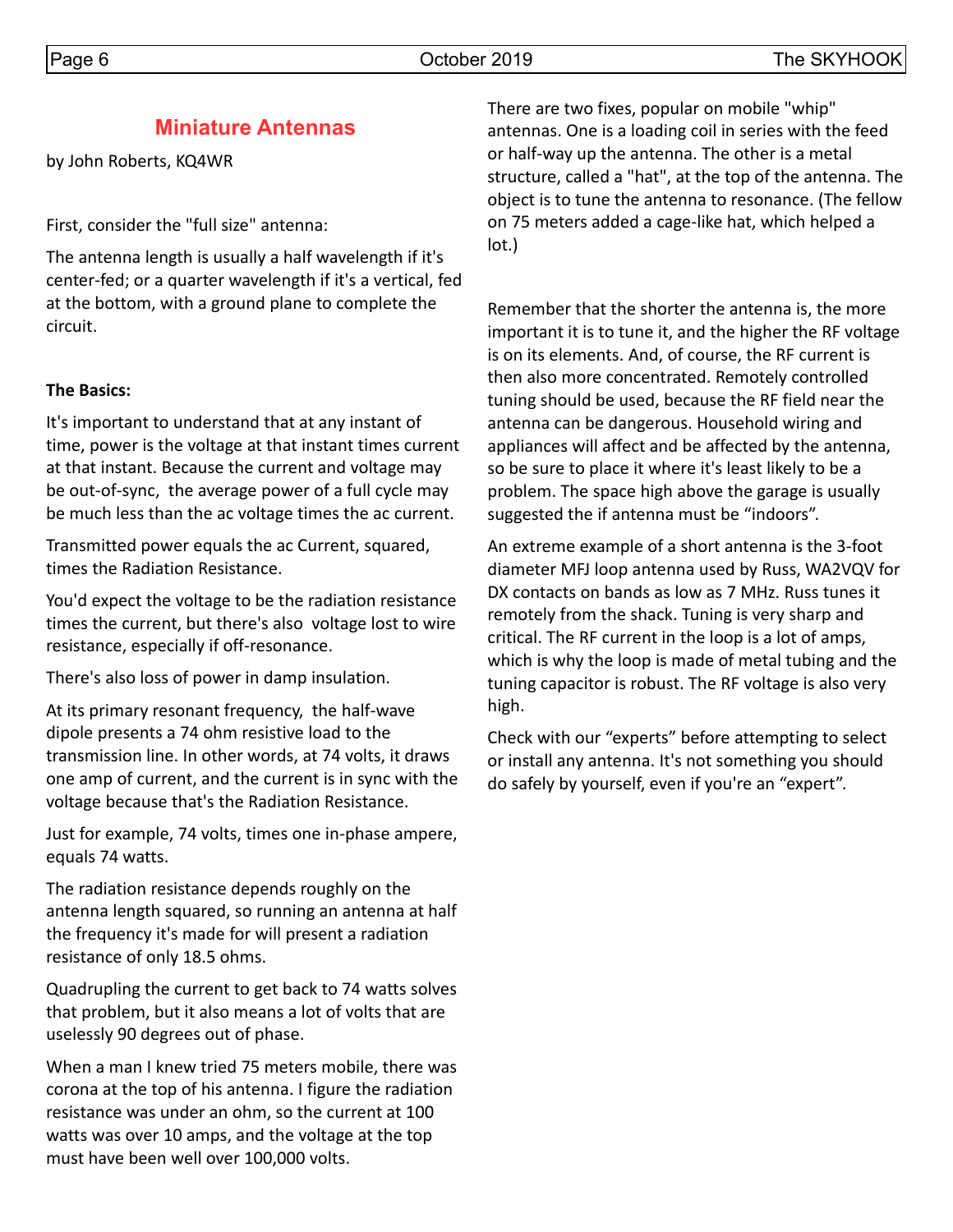## Miniature Antennas

by John Roberts, KQ4WR

First, consider the "full size" antenna:

The antenna length is usually a half wavelength if it's center-fed; or a quarter wavelength if it's a vertical, fed at the bottom, with a ground plane to complete the circuit.

**The Basics:**

It's important to understand that at any instant of time, power is the voltage at that instant times current at that instant. Because the current and voltage may be out-of-sync, the average power of a full cycle may be much less than the ac voltage times the ac current.

Transmitted power equals the ac Current, squared, times the Radiation Resistance.

You'd expect the voltage to be the radiation resistance times the current, but there's also voltage lost to wire resistance, especially if off-resonance.

There's also loss of power in damp insulation.

At its primary resonant frequency, the half-wave dipole presents a 74 ohm resistive load to the transmission line. In other words, at 74 volts, it draws one amp of current, and the current is in sync with the voltage because that's the Radiation Resistance.

Just for example, 74 volts, times one in-phase ampere, equals 74 watts.

The radiation resistance depends roughly on the antenna length squared, so running an antenna at half the frequency it's made for will present a radiation resistance of only 18.5 ohms.

Quadrupling the current to get back to 74 watts solves that problem, but it also means a lot of volts that are uselessly 90 degrees out of phase.

When a man I knew tried 75 meters mobile, there was corona at the top of his antenna. I figure the radiation resistance was under an ohm, so the current at 100 watts was over 10 amps, and the voltage at the top must have been well over 100,000 volts.

There are two fixes, popular on mobile "whip" antennas. One is a loading coil in series with the feed or half-way up the antenna. The other is a metal structure, called a "hat", at the top of the antenna. The object is to tune the antenna to resonance. (The fellow on 75 meters added a cage-like hat, which helped a lot.)

Remember that the shorter the antenna is, the more important it is to tune it, and the higher the RF voltage is on its elements. And, of course, the RF current is then also more concentrated. Remotely controlled tuning should be used, because the RF field near the antenna can be dangerous. Household wiring and appliances will affect and be affected by the antenna, so be sure to place it where it's least likely to be a problem. The space high above the garage is usually suggested the if antenna must be "indoors".

An extreme example of a short antenna is the 3-foot diameter MFJ loop antenna used by Russ, WA2VQV for DX contacts on bands as low as 7 MHz. Russ tunes it remotely from the shack. Tuning is very sharp and critical. The RF current in the loop is a lot of amps, which is why the loop is made of metal tubing and the tuning capacitor is robust. The RF voltage is also very high.

Check with our "experts" before attempting to select or install any antenna. It's not something you should do safely by yourself, even if you're an "expert".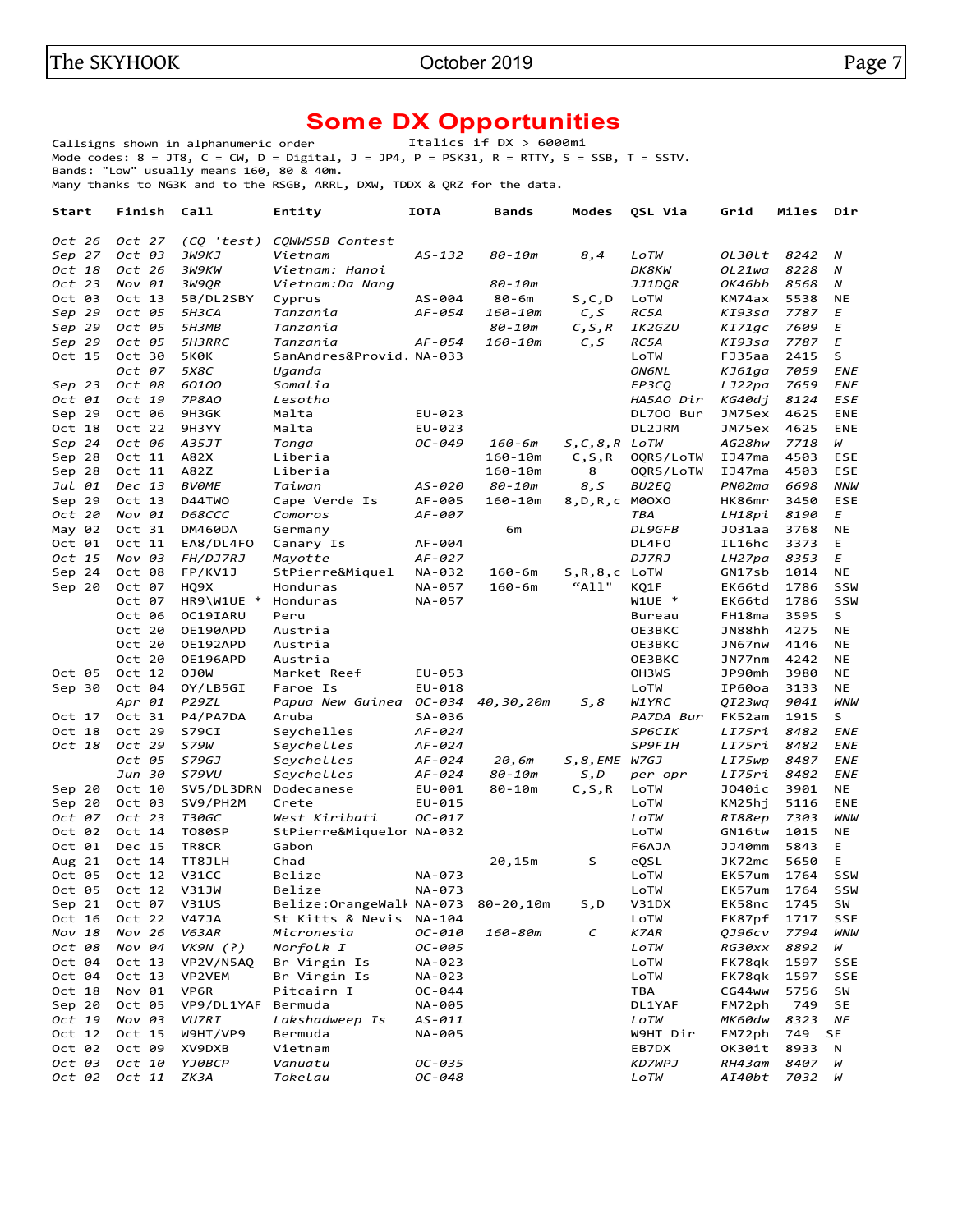# Some DX Opportunities

Callsigns shown in alphanumeric order     Italics if DX > 6000mi
Mode codes: 8 = JT8, C = CW, D = Digital, J = JP4, P = PSK31, R = RTTY, S = SSB, T = SSTV.
Bands: "Low" usually means 160, 80 & 40m.
Many thanks to NG3K and to the RSGB, ARRL, DXW, TDDX & QRZ for the data.

| Start | Finish | Call | Entity | IOTA | Bands | Modes | QSL Via | Grid | Miles | Dir |
|---|---|---|---|---|---|---|---|---|---|---|
| *Oct 26* | *Oct 27* | *(CQ 'test)* | *CQWWSSB Contest* | | | | | | | |
| *Sep 27* | *Oct 03* | *3W9KJ* | *Vietnam* | *AS-132* | *80-10m* | *8,4* | *LoTW* | *OL30lt* | *8242* | *N* |
| *Oct 18* | *Oct 26* | *3W9KW* | *Vietnam: Hanoi* | | | | *DK8KW* | *OL21wa* | *8228* | *N* |
| *Oct 23* | *Nov 01* | *3W9QR* | *Vietnam:Da Nang* | | *80-10m* | | *JJ1DQR* | *OK46bb* | *8568* | *N* |
| Oct 03 | Oct 13 | 5B/DL2SBY | Cyprus | AS-004 | 80-6m | S,C,D | LoTW | KM74ax | 5538 | NE |
| *Sep 29* | *Oct 05* | *5H3CA* | *Tanzania* | *AF-054* | *160-10m* | *C,S* | *RC5A* | *KI93sa* | *7787* | *E* |
| *Sep 29* | *Oct 05* | *5H3MB* | *Tanzania* | | *80-10m* | *C,S,R* | *IK2GZU* | *KI71gc* | *7609* | *E* |
| *Sep 29* | *Oct 05* | *5H3RRC* | *Tanzania* | *AF-054* | *160-10m* | *C,S* | *RC5A* | *KI93sa* | *7787* | *E* |
| Oct 15 | Oct 30 | 5K0K | SanAndres&Provid. | NA-033 | | | LoTW | FJ35aa | 2415 | S |
| | *Oct 07* | *5X8C* | *Uganda* | | | | *ON6NL* | *KJ61ga* | *7059* | *ENE* |
| *Sep 23* | *Oct 08* | *6O1OO* | *Somalia* | | | | *EP3CQ* | *LJ22pa* | *7659* | *ENE* |
| *Oct 01* | *Oct 19* | *7P8AO* | *Lesotho* | | | | *HA5AO Dir* | *KG40dj* | *8124* | *ESE* |
| Sep 29 | Oct 06 | 9H3GK | Malta | EU-023 | | | DL7OO Bur | JM75ex | 4625 | ENE |
| Oct 18 | Oct 22 | 9H3YY | Malta | EU-023 | | | DL2JRM | JM75ex | 4625 | ENE |
| *Sep 24* | *Oct 06* | *A35JT* | *Tonga* | *OC-049* | *160-6m* | *S,C,8,R* | *LoTW* | *AG28hw* | *7718* | *W* |
| Sep 28 | Oct 11 | A82X | Liberia | | 160-10m | C,S,R | OQRS/LoTW | IJ47ma | 4503 | ESE |
| Sep 28 | Oct 11 | A82Z | Liberia | | 160-10m | 8 | OQRS/LoTW | IJ47ma | 4503 | ESE |
| *Jul 01* | *Dec 13* | *BV0ME* | *Taiwan* | *AS-020* | *80-10m* | *8,S* | *BU2EQ* | *PN02ma* | *6698* | *NNW* |
| Sep 29 | Oct 13 | D44TWO | Cape Verde Is | AF-005 | 160-10m | 8,D,R,c | M0OXO | HK86mr | 3450 | ESE |
| *Oct 20* | *Nov 01* | *D68CCC* | *Comoros* | *AF-007* | | | *TBA* | *LH18pi* | *8190* | *E* |
| May 02 | Oct 31 | DM460DA | Germany | | 6m | | DL9GFB | JO31aa | 3768 | NE |
| Oct 01 | Oct 11 | EA8/DL4FO | Canary Is | AF-004 | | | DL4FO | IL16hc | 3373 | E |
| *Oct 15* | *Nov 03* | *FH/DJ7RJ* | *Mayotte* | *AF-027* | | | *DJ7RJ* | *LH27pa* | *8353* | *E* |
| Sep 24 | Oct 08 | FP/KV1J | StPierre&Miquel | NA-032 | 160-6m | S,R,8,c | LoTW | GN17sb | 1014 | NE |
| Sep 20 | Oct 07 | HQ9X | Honduras | NA-057 | 160-6m | "All" | KQ1F | EK66td | 1786 | SSW |
| | Oct 07 | HR9\W1UE * | Honduras | NA-057 | | | W1UE * | EK66td | 1786 | SSW |
| | Oct 06 | OC19IARU | Peru | | | | Bureau | FH18ma | 3595 | S |
| | Oct 20 | OE190APD | Austria | | | | OE3BKC | JN88hh | 4275 | NE |
| | Oct 20 | OE192APD | Austria | | | | OE3BKC | JN67nw | 4146 | NE |
| | Oct 20 | OE196APD | Austria | | | | OE3BKC | JN77nm | 4242 | NE |
| Oct 05 | Oct 12 | OJ0W | Market Reef | EU-053 | | | OH3WS | JP90mh | 3980 | NE |
| Sep 30 | Oct 04 | OY/LB5GI | Faroe Is | EU-018 | | | LoTW | IP60oa | 3133 | NE |
| | *Apr 01* | *P29ZL* | *Papua New Guinea* | *OC-034* | *40,30,20m* | *S,8* | *W1YRC* | *QI23wq* | *9041* | *WNW* |
| Oct 17 | Oct 31 | P4/PA7DA | Aruba | SA-036 | | | PA7DA Bur | FK52am | 1915 | S |
| *Oct 18* | *Oct 29* | *S79CI* | *Seychelles* | *AF-024* | | | *SP6CIK* | *LI75ri* | *8482* | *ENE* |
| *Oct 18* | *Oct 29* | *S79W* | *Seychelles* | *AF-024* | | | *SP9FIH* | *LI75ri* | *8482* | *ENE* |
| | *Oct 05* | *S79GJ* | *Seychelles* | *AF-024* | *20,6m* | *S,8,EME* | *W7GJ* | *LI75wp* | *8487* | *ENE* |
| | *Jun 30* | *S79VU* | *Seychelles* | *AF-024* | *80-10m* | *S,D* | *per opr* | *LI75ri* | *8482* | *ENE* |
| Sep 20 | Oct 10 | SV5/DL3DRN | Dodecanese | EU-001 | 80-10m | C,S,R | LoTW | JO40ic | 3901 | NE |
| Sep 20 | Oct 03 | SV9/PH2M | Crete | EU-015 | | | LoTW | KM25hj | 5116 | ENE |
| *Oct 07* | *Oct 23* | *T30GC* | *West Kiribati* | *OC-017* | | | *LoTW* | *RI88ep* | *7303* | *WNW* |
| Oct 02 | Oct 14 | TO80SP | StPierre&Miquelor | NA-032 | | | LoTW | GN16tw | 1015 | NE |
| Oct 01 | Dec 15 | TR8CR | Gabon | | | | F6AJA | JJ40mm | 5843 | E |
| Aug 21 | Oct 14 | TT8JLH | Chad | | 20,15m | S | eQSL | JK72mc | 5650 | E |
| Oct 05 | Oct 12 | V31CC | Belize | NA-073 | | | LoTW | EK57um | 1764 | SSW |
| Oct 05 | Oct 12 | V31JW | Belize | NA-073 | | | LoTW | EK57um | 1764 | SSW |
| Sep 21 | Oct 07 | V31US | Belize:OrangeWalk | NA-073 | 80-20,10m | S,D | V31DX | EK58nc | 1745 | SW |
| Oct 16 | Oct 22 | V47JA | St Kitts & Nevis | NA-104 | | | LoTW | FK87pf | 1717 | SSE |
| *Nov 18* | *Nov 26* | *V63AR* | *Micronesia* | *OC-010* | *160-80m* | *C* | *K7AR* | *QJ96cv* | *7794* | *WNW* |
| *Oct 08* | *Nov 04* | *VK9N (?)* | *Norfolk I* | *OC-005* | | | *LoTW* | *RG30xx* | *8892* | *W* |
| Oct 04 | Oct 13 | VP2V/N5AQ | Br Virgin Is | NA-023 | | | LoTW | FK78qk | 1597 | SSE |
| Oct 04 | Oct 13 | VP2VEM | Br Virgin Is | NA-023 | | | LoTW | FK78qk | 1597 | SSE |
| Oct 18 | Nov 01 | VP6R | Pitcairn I | OC-044 | | | TBA | CG44ww | 5756 | SW |
| Sep 20 | Oct 05 | VP9/DL1YAF | Bermuda | NA-005 | | | DL1YAF | FM72ph | 749 | SE |
| *Oct 19* | *Nov 03* | *VU7RI* | *Lakshadweep Is* | *AS-011* | | | *LoTW* | *MK60dw* | *8323* | *NE* |
| Oct 12 | Oct 15 | W9HT/VP9 | Bermuda | NA-005 | | | W9HT Dir | FM72ph | 749 | SE |
| Oct 02 | Oct 09 | XV9DXB | Vietnam | | | | EB7DX | OK30it | 8933 | N |
| *Oct 03* | *Oct 10* | *YJ0BCP* | *Vanuatu* | *OC-035* | | | *KD7WPJ* | *RH43am* | *8407* | *W* |
| *Oct 02* | *Oct 11* | *ZK3A* | *Tokelau* | *OC-048* | | | *LoTW* | *AI40bt* | *7032* | *W* |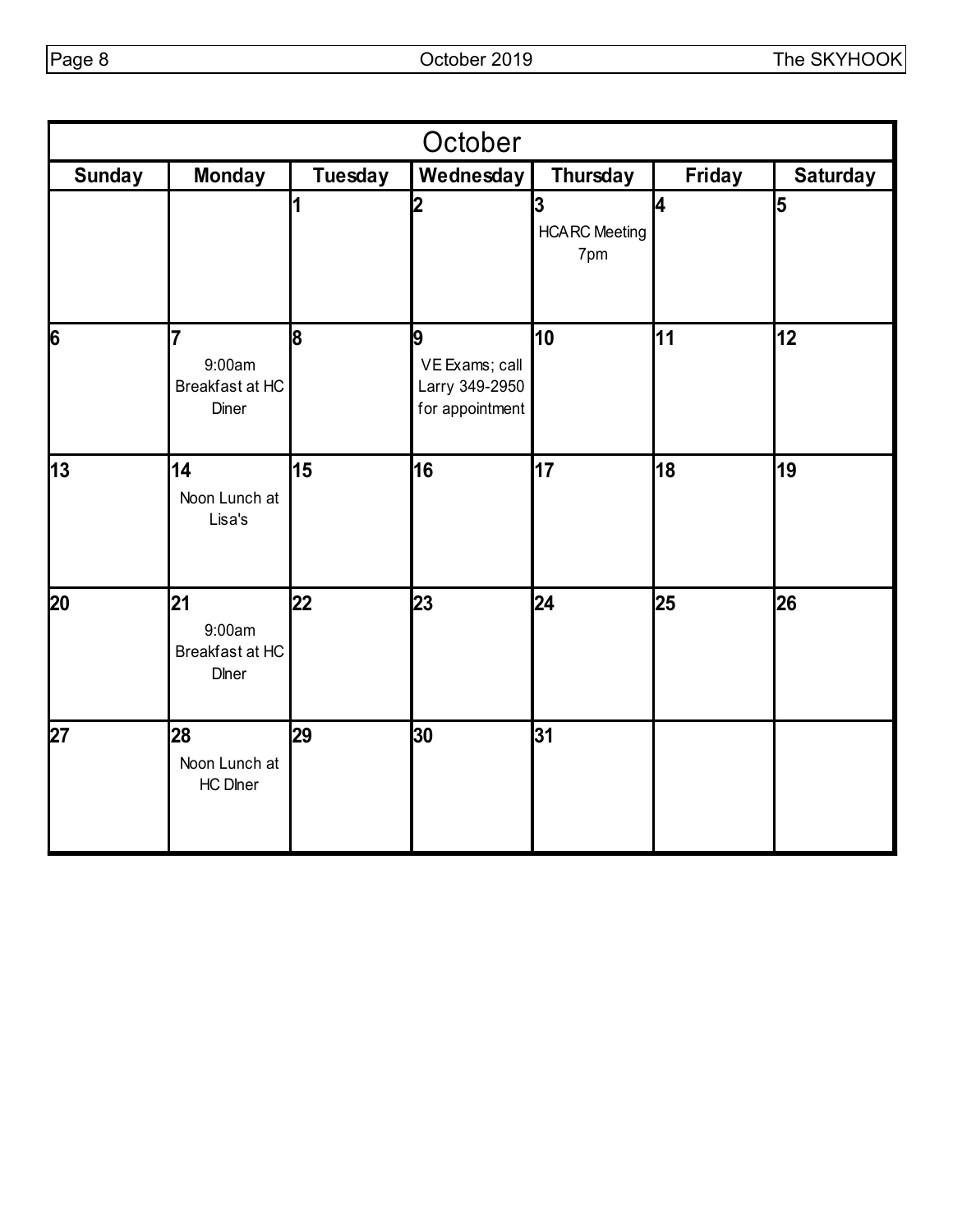## October

| Sunday | Monday | Tuesday | Wednesday | Thursday | Friday | Saturday |
|---|---|---|---|---|---|---|
| | | 1 | 2 | 3 HCARC Meeting 7pm | 4 | 5 |
| 6 | 7 9:00am Breakfast at HC Diner | 8 | 9 VE Exams; call Larry 349-2950 for appointment | 10 | 11 | 12 |
| 13 | 14 Noon Lunch at Lisa's | 15 | 16 | 17 | 18 | 19 |
| 20 | 21 9:00am Breakfast at HC DIner | 22 | 23 | 24 | 25 | 26 |
| 27 | 28 Noon Lunch at HC DIner | 29 | 30 | 31 | | |